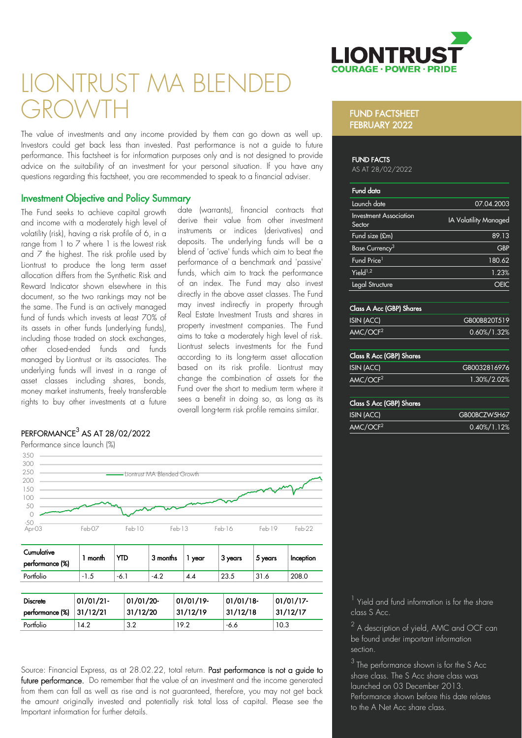# LIONTRUST MA BLENDED GROWTH

LIONTRUST
COURAGE · POWER · PRIDE

The value of investments and any income provided by them can go down as well up. Investors could get back less than invested. Past performance is not a guide to future performance. This factsheet is for information purposes only and is not designed to provide advice on the suitability of an investment for your personal situation. If you have any questions regarding this factsheet, you are recommended to speak to a financial adviser.

## Investment Objective and Policy Summary

The Fund seeks to achieve capital growth and income with a moderately high level of volatility (risk), having a risk profile of 6, in a range from 1 to 7 where 1 is the lowest risk and 7 the highest. The risk profile used by Liontrust to produce the long term asset allocation differs from the Synthetic Risk and Reward Indicator shown elsewhere in this document, so the two rankings may not be the same. The Fund is an actively managed fund of funds which invests at least 70% of its assets in other funds (underlying funds), including those traded on stock exchanges, other closed-ended funds and funds managed by Liontrust or its associates. The underlying funds will invest in a range of asset classes including shares, bonds, money market instruments, freely transferable rights to buy other investments at a future date (warrants), financial contracts that derive their value from other investment instruments or indices (derivatives) and deposits. The underlying funds will be a blend of 'active' funds which aim to beat the performance of a benchmark and 'passive' funds, which aim to track the performance of an index. The Fund may also invest directly in the above asset classes. The Fund may invest indirectly in property through Real Estate Investment Trusts and shares in property investment companies. The Fund aims to take a moderately high level of risk. Liontrust selects investments for the Fund according to its long-term asset allocation based on its risk profile. Liontrust may change the combination of assets for the Fund over the short to medium term where it sees a benefit in doing so, as long as its overall long-term risk profile remains similar.

## PERFORMANCE[3] AS AT 28/02/2022

Performance since launch (%)

Liontrust MA Blended Growth

| Cumulative performance (%) | 1 month | YTD | 3 months | 1 year | 3 years | 5 years | Inception |
|---|---|---|---|---|---|---|---|
| Portfolio | -1.5 | -6.1 | -4.2 | 4.4 | 23.5 | 31.6 | 208.0 |

| Discrete performance (%) | 01/01/21-31/12/21 | 01/01/20-31/12/20 | 01/01/19-31/12/19 | 01/01/18-31/12/18 | 01/01/17-31/12/17 |
|---|---|---|---|---|---|
| Portfolio | 14.2 | 3.2 | 19.2 | -6.6 | 10.3 |

Source: Financial Express, as at 28.02.22, total return. **Past performance is not a guide to future performance.** Do remember that the value of an investment and the income generated from them can fall as well as rise and is not guaranteed, therefore, you may not get back the amount originally invested and potentially risk total loss of capital. Please see the Important information for further details.

## FUND FACTSHEET FEBRUARY 2022

### FUND FACTS

AS AT 28/02/2022

| Fund data | |
|---|---|
| Launch date | 07.04.2003 |
| Investment Association Sector | IA Volatility Managed |
| Fund size (£m) | 89.13 |
| Base Currency[3] | GBP |
| Fund Price[1] | 180.62 |
| Yield[1,2] | 1.23% |
| Legal Structure | OEIC |

| Class A Acc (GBP) Shares | |
|---|---|
| ISIN (ACC) | GB00B820T519 |
| AMC/OCF[2] | 0.60%/1.32% |

| Class R Acc (GBP) Shares | |
|---|---|
| ISIN (ACC) | GB0032816976 |
| AMC/OCF[2] | 1.30%/2.02% |

| Class S Acc (GBP) Shares | |
|---|---|
| ISIN (ACC) | GB00BCZW5H67 |
| AMC/OCF[2] | 0.40%/1.12% |

[1] Yield and fund information is for the share class S Acc.

[2] A description of yield, AMC and OCF can be found under important information section.

[3] The performance shown is for the S Acc share class. The S Acc share class was launched on 03 December 2013. Performance shown before this date relates to the A Net Acc share class.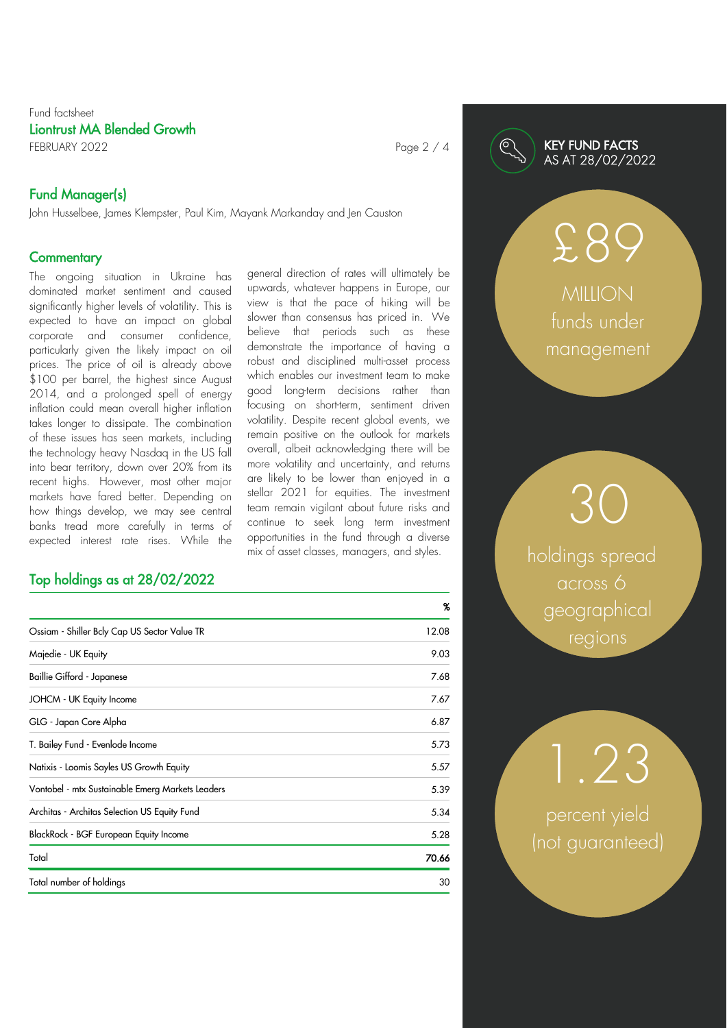Fund factsheet

## Liontrust MA Blended Growth

FEBRUARY 2022

## Fund Manager(s)

John Husselbee, James Klempster, Paul Kim, Mayank Markanday and Jen Causton

## Commentary

The ongoing situation in Ukraine has dominated market sentiment and caused significantly higher levels of volatility. This is expected to have an impact on global corporate and consumer confidence, particularly given the likely impact on oil prices. The price of oil is already above $100 per barrel, the highest since August 2014, and a prolonged spell of energy inflation could mean overall higher inflation takes longer to dissipate. The combination of these issues has seen markets, including the technology heavy Nasdaq in the US fall into bear territory, down over 20% from its recent highs. However, most other major markets have fared better. Depending on how things develop, we may see central banks tread more carefully in terms of expected interest rate rises. While the general direction of rates will ultimately be upwards, whatever happens in Europe, our view is that the pace of hiking will be slower than consensus has priced in. We believe that periods such as these demonstrate the importance of having a robust and disciplined multi-asset process which enables our investment team to make good long-term decisions rather than focusing on short-term, sentiment driven volatility. Despite recent global events, we remain positive on the outlook for markets overall, albeit acknowledging there will be more volatility and uncertainty, and returns are likely to be lower than enjoyed in a stellar 2021 for equities. The investment team remain vigilant about future risks and continue to seek long term investment opportunities in the fund through a diverse mix of asset classes, managers, and styles.

## Top holdings as at 28/02/2022

| | % |
|---|---|
| Ossiam - Shiller Bcly Cap US Sector Value TR | 12.08 |
| Majedie - UK Equity | 9.03 |
| Baillie Gifford - Japanese | 7.68 |
| JOHCM - UK Equity Income | 7.67 |
| GLG - Japan Core Alpha | 6.87 |
| T. Bailey Fund - Evenlode Income | 5.73 |
| Natixis - Loomis Sayles US Growth Equity | 5.57 |
| Vontobel - mtx Sustainable Emerg Markets Leaders | 5.39 |
| Architas - Architas Selection US Equity Fund | 5.34 |
| BlackRock - BGF European Equity Income | 5.28 |
| **Total** | **70.66** |
| Total number of holdings | 30 |

## KEY FUND FACTS AS AT 28/02/2022

£89 MILLION funds under management

30 holdings spread across 6 geographical regions

1.23 percent yield (not guaranteed)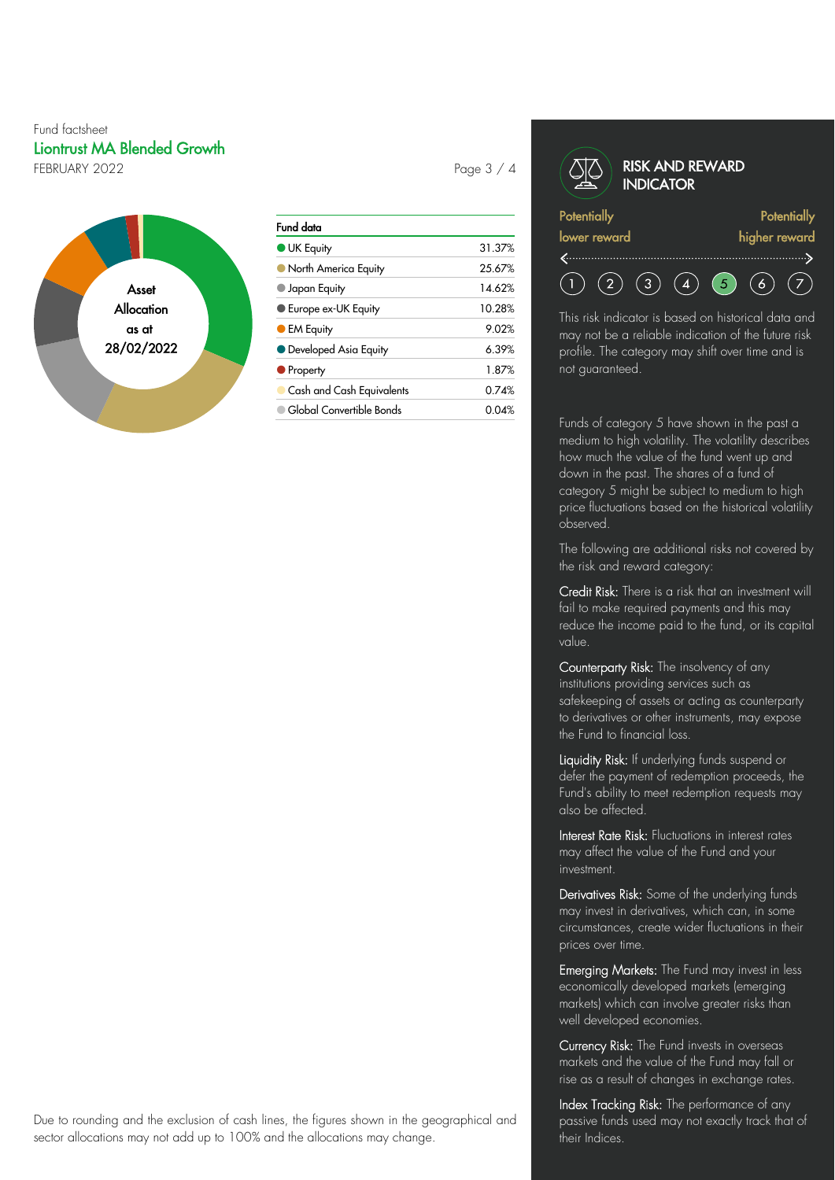Fund factsheet

## Liontrust MA Blended Growth

FEBRUARY 2022

Asset Allocation as at 28/02/2022

| Fund data | |
|---|---|
| UK Equity | 31.37% |
| North America Equity | 25.67% |
| Japan Equity | 14.62% |
| Europe ex-UK Equity | 10.28% |
| EM Equity | 9.02% |
| Developed Asia Equity | 6.39% |
| Property | 1.87% |
| Cash and Cash Equivalents | 0.74% |
| Global Convertible Bonds | 0.04% |

Due to rounding and the exclusion of cash lines, the figures shown in the geographical and sector allocations may not add up to 100% and the allocations may change.

## RISK AND REWARD INDICATOR

Potentially lower reward — Potentially higher reward

1 2 3 4 **5** 6 7

This risk indicator is based on historical data and may not be a reliable indication of the future risk profile. The category may shift over time and is not guaranteed.

Funds of category 5 have shown in the past a medium to high volatility. The volatility describes how much the value of the fund went up and down in the past. The shares of a fund of category 5 might be subject to medium to high price fluctuations based on the historical volatility observed.

The following are additional risks not covered by the risk and reward category:

**Credit Risk:** There is a risk that an investment will fail to make required payments and this may reduce the income paid to the fund, or its capital value.

**Counterparty Risk:** The insolvency of any institutions providing services such as safekeeping of assets or acting as counterparty to derivatives or other instruments, may expose the Fund to financial loss.

**Liquidity Risk:** If underlying funds suspend or defer the payment of redemption proceeds, the Fund's ability to meet redemption requests may also be affected.

**Interest Rate Risk:** Fluctuations in interest rates may affect the value of the Fund and your investment.

**Derivatives Risk:** Some of the underlying funds may invest in derivatives, which can, in some circumstances, create wider fluctuations in their prices over time.

**Emerging Markets:** The Fund may invest in less economically developed markets (emerging markets) which can involve greater risks than well developed economies.

**Currency Risk:** The Fund invests in overseas markets and the value of the Fund may fall or rise as a result of changes in exchange rates.

**Index Tracking Risk:** The performance of any passive funds used may not exactly track that of their Indices.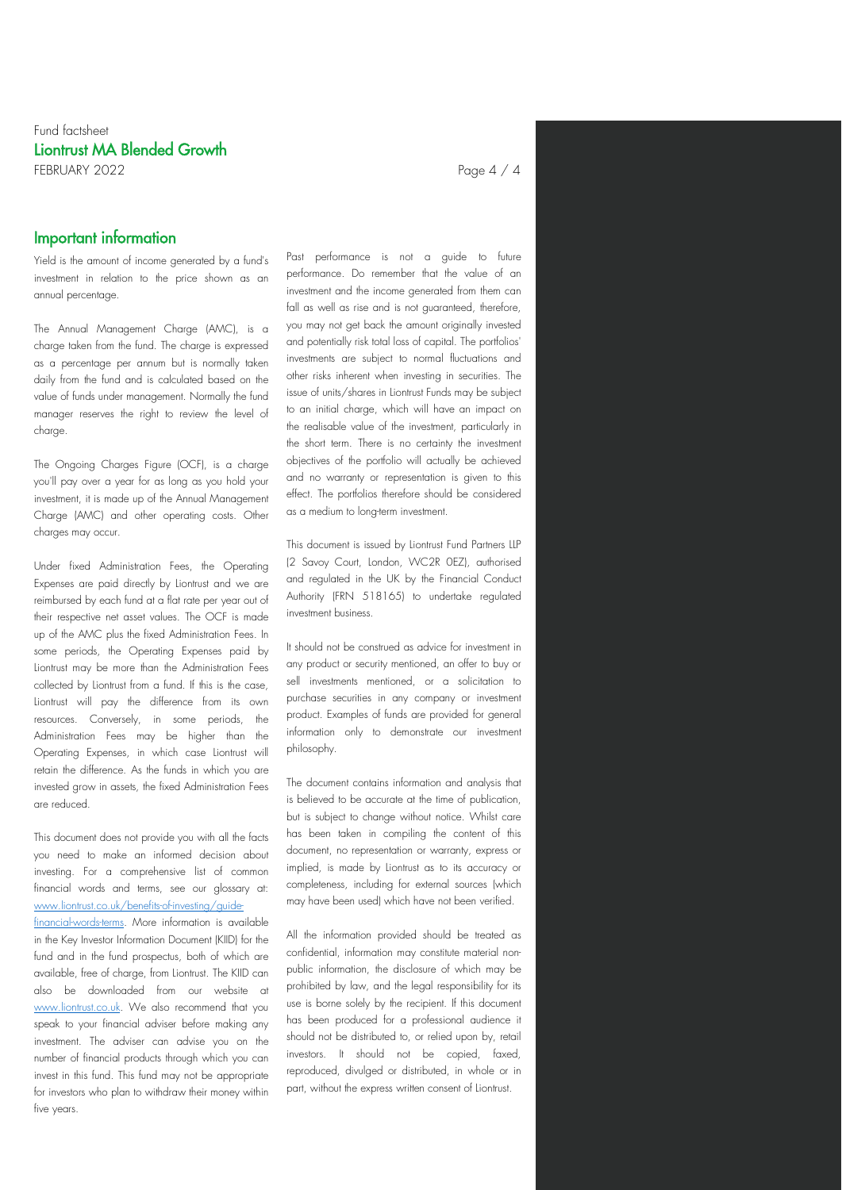## Important information

Yield is the amount of income generated by a fund's investment in relation to the price shown as an annual percentage.

The Annual Management Charge (AMC), is a charge taken from the fund. The charge is expressed as a percentage per annum but is normally taken daily from the fund and is calculated based on the value of funds under management. Normally the fund manager reserves the right to review the level of charge.

The Ongoing Charges Figure (OCF), is a charge you'll pay over a year for as long as you hold your investment, it is made up of the Annual Management Charge (AMC) and other operating costs. Other charges may occur.

Under fixed Administration Fees, the Operating Expenses are paid directly by Liontrust and we are reimbursed by each fund at a flat rate per year out of their respective net asset values. The OCF is made up of the AMC plus the fixed Administration Fees. In some periods, the Operating Expenses paid by Liontrust may be more than the Administration Fees collected by Liontrust from a fund. If this is the case, Liontrust will pay the difference from its own resources. Conversely, in some periods, the Administration Fees may be higher than the Operating Expenses, in which case Liontrust will retain the difference. As the funds in which you are invested grow in assets, the fixed Administration Fees are reduced.

This document does not provide you with all the facts you need to make an informed decision about investing. For a comprehensive list of common financial words and terms, see our glossary at: [www.liontrust.co.uk/benefits-of-investing/guide-financial-words-terms](www.liontrust.co.uk/benefits-of-investing/guide-financial-words-terms). More information is available in the Key Investor Information Document (KIID) for the fund and in the fund prospectus, both of which are available, free of charge, from Liontrust. The KIID can also be downloaded from our website at [www.liontrust.co.uk](www.liontrust.co.uk). We also recommend that you speak to your financial adviser before making any investment. The adviser can advise you on the number of financial products through which you can invest in this fund. This fund may not be appropriate for investors who plan to withdraw their money within five years.

Past performance is not a guide to future performance. Do remember that the value of an investment and the income generated from them can fall as well as rise and is not guaranteed, therefore, you may not get back the amount originally invested and potentially risk total loss of capital. The portfolios' investments are subject to normal fluctuations and other risks inherent when investing in securities. The issue of units/shares in Liontrust Funds may be subject to an initial charge, which will have an impact on the realisable value of the investment, particularly in the short term. There is no certainty the investment objectives of the portfolio will actually be achieved and no warranty or representation is given to this effect. The portfolios therefore should be considered as a medium to long-term investment.

This document is issued by Liontrust Fund Partners LLP (2 Savoy Court, London, WC2R 0EZ), authorised and regulated in the UK by the Financial Conduct Authority (FRN 518165) to undertake regulated investment business.

It should not be construed as advice for investment in any product or security mentioned, an offer to buy or sell investments mentioned, or a solicitation to purchase securities in any company or investment product. Examples of funds are provided for general information only to demonstrate our investment philosophy.

The document contains information and analysis that is believed to be accurate at the time of publication, but is subject to change without notice. Whilst care has been taken in compiling the content of this document, no representation or warranty, express or implied, is made by Liontrust as to its accuracy or completeness, including for external sources (which may have been used) which have not been verified.

All the information provided should be treated as confidential, information may constitute material non-public information, the disclosure of which may be prohibited by law, and the legal responsibility for its use is borne solely by the recipient. If this document has been produced for a professional audience it should not be distributed to, or relied upon by, retail investors. It should not be copied, faxed, reproduced, divulged or distributed, in whole or in part, without the express written consent of Liontrust.